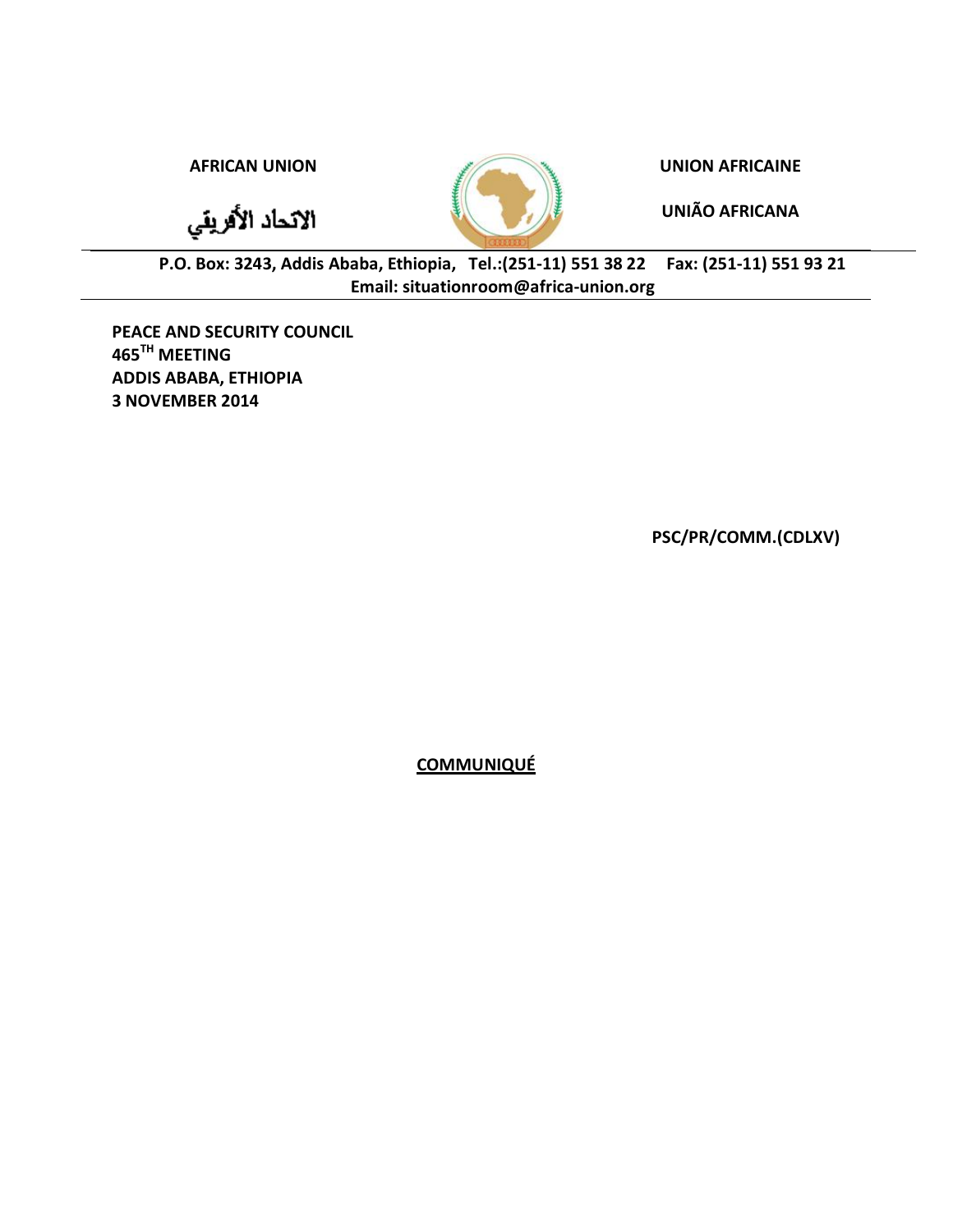**AFRICAN UNION**

الاتحاد الأفريقي

**UNION AFRICAINE**

**UNIÃO AFRICANA**

**P.O. Box: 3243, Addis Ababa, Ethiopia, Tel.:(251-11) 551 38 22 Fax: (251-11) 551 93 21**
**Email: situationroom@africa-union.org**

**PEACE AND SECURITY COUNCIL**
**465TH MEETING**
**ADDIS ABABA, ETHIOPIA**
**3 NOVEMBER 2014**

**PSC/PR/COMM.(CDLXV)**

# COMMUNIQUÉ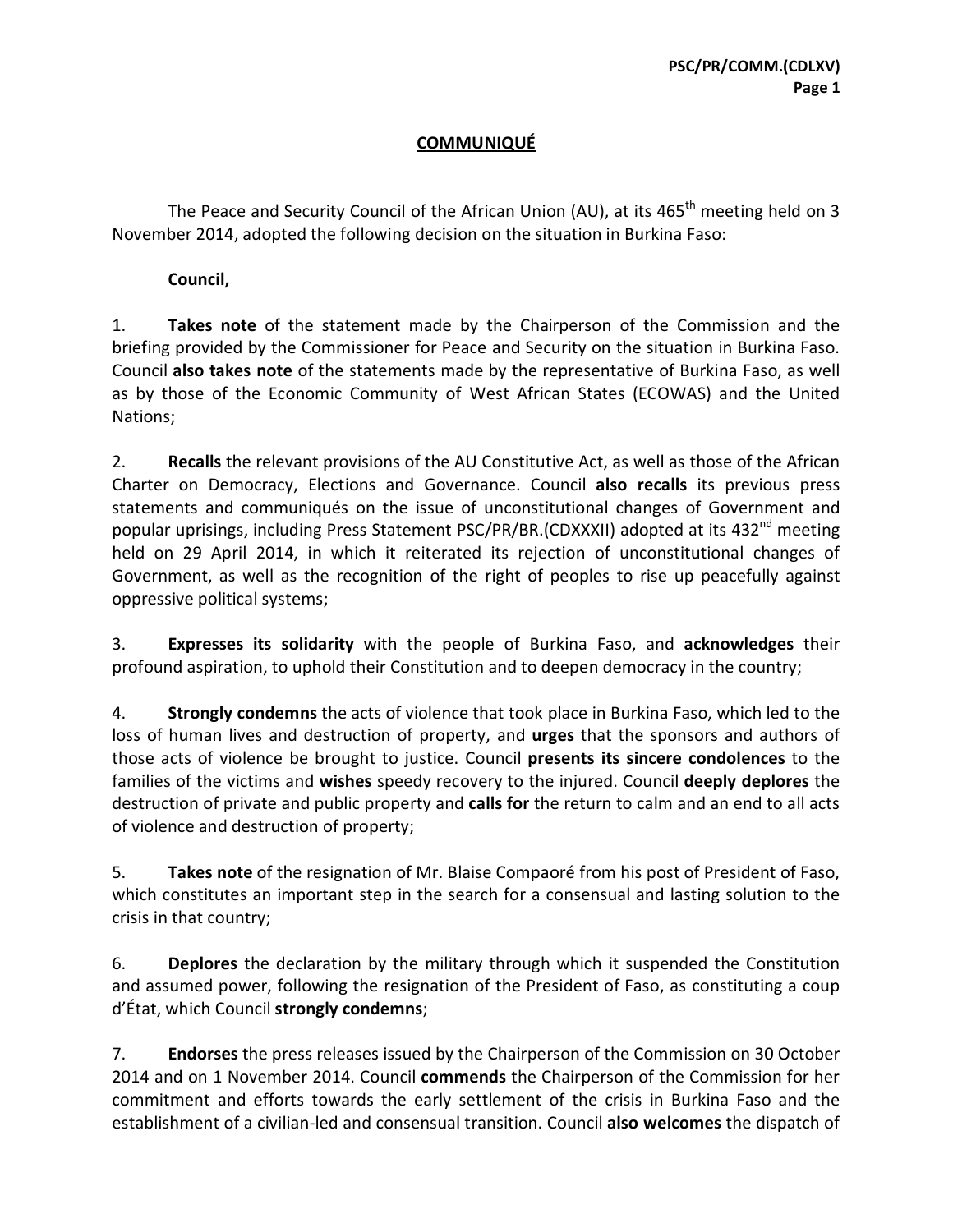# COMMUNIQUÉ

The Peace and Security Council of the African Union (AU), at its 465th meeting held on 3 November 2014, adopted the following decision on the situation in Burkina Faso:

**Council,**

1. **Takes note** of the statement made by the Chairperson of the Commission and the briefing provided by the Commissioner for Peace and Security on the situation in Burkina Faso. Council **also takes note** of the statements made by the representative of Burkina Faso, as well as by those of the Economic Community of West African States (ECOWAS) and the United Nations;

2. **Recalls** the relevant provisions of the AU Constitutive Act, as well as those of the African Charter on Democracy, Elections and Governance. Council **also recalls** its previous press statements and communiqués on the issue of unconstitutional changes of Government and popular uprisings, including Press Statement PSC/PR/BR.(CDXXXII) adopted at its 432nd meeting held on 29 April 2014, in which it reiterated its rejection of unconstitutional changes of Government, as well as the recognition of the right of peoples to rise up peacefully against oppressive political systems;

3. **Expresses its solidarity** with the people of Burkina Faso, and **acknowledges** their profound aspiration, to uphold their Constitution and to deepen democracy in the country;

4. **Strongly condemns** the acts of violence that took place in Burkina Faso, which led to the loss of human lives and destruction of property, and **urges** that the sponsors and authors of those acts of violence be brought to justice. Council **presents its sincere condolences** to the families of the victims and **wishes** speedy recovery to the injured. Council **deeply deplores** the destruction of private and public property and **calls for** the return to calm and an end to all acts of violence and destruction of property;

5. **Takes note** of the resignation of Mr. Blaise Compaoré from his post of President of Faso, which constitutes an important step in the search for a consensual and lasting solution to the crisis in that country;

6. **Deplores** the declaration by the military through which it suspended the Constitution and assumed power, following the resignation of the President of Faso, as constituting a coup d'État, which Council **strongly condemns**;

7. **Endorses** the press releases issued by the Chairperson of the Commission on 30 October 2014 and on 1 November 2014. Council **commends** the Chairperson of the Commission for her commitment and efforts towards the early settlement of the crisis in Burkina Faso and the establishment of a civilian-led and consensual transition. Council **also welcomes** the dispatch of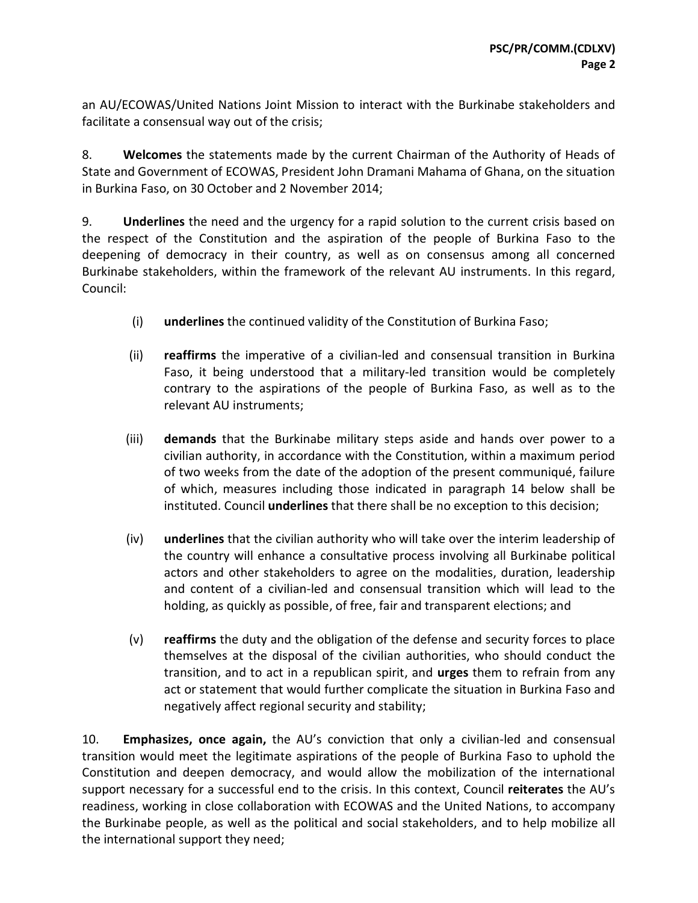an AU/ECOWAS/United Nations Joint Mission to interact with the Burkinabe stakeholders and facilitate a consensual way out of the crisis;

8. **Welcomes** the statements made by the current Chairman of the Authority of Heads of State and Government of ECOWAS, President John Dramani Mahama of Ghana, on the situation in Burkina Faso, on 30 October and 2 November 2014;

9. **Underlines** the need and the urgency for a rapid solution to the current crisis based on the respect of the Constitution and the aspiration of the people of Burkina Faso to the deepening of democracy in their country, as well as on consensus among all concerned Burkinabe stakeholders, within the framework of the relevant AU instruments. In this regard, Council:

(i) **underlines** the continued validity of the Constitution of Burkina Faso;

(ii) **reaffirms** the imperative of a civilian-led and consensual transition in Burkina Faso, it being understood that a military-led transition would be completely contrary to the aspirations of the people of Burkina Faso, as well as to the relevant AU instruments;

(iii) **demands** that the Burkinabe military steps aside and hands over power to a civilian authority, in accordance with the Constitution, within a maximum period of two weeks from the date of the adoption of the present communiqué, failure of which, measures including those indicated in paragraph 14 below shall be instituted. Council **underlines** that there shall be no exception to this decision;

(iv) **underlines** that the civilian authority who will take over the interim leadership of the country will enhance a consultative process involving all Burkinabe political actors and other stakeholders to agree on the modalities, duration, leadership and content of a civilian-led and consensual transition which will lead to the holding, as quickly as possible, of free, fair and transparent elections; and

(v) **reaffirms** the duty and the obligation of the defense and security forces to place themselves at the disposal of the civilian authorities, who should conduct the transition, and to act in a republican spirit, and **urges** them to refrain from any act or statement that would further complicate the situation in Burkina Faso and negatively affect regional security and stability;

10. **Emphasizes, once again,** the AU's conviction that only a civilian-led and consensual transition would meet the legitimate aspirations of the people of Burkina Faso to uphold the Constitution and deepen democracy, and would allow the mobilization of the international support necessary for a successful end to the crisis. In this context, Council **reiterates** the AU's readiness, working in close collaboration with ECOWAS and the United Nations, to accompany the Burkinabe people, as well as the political and social stakeholders, and to help mobilize all the international support they need;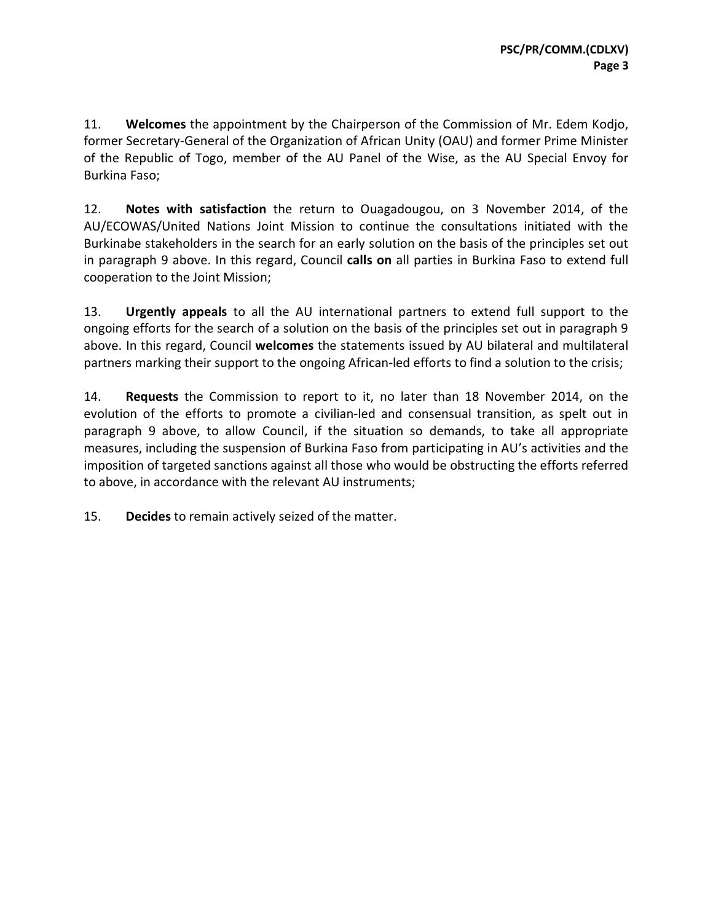11. **Welcomes** the appointment by the Chairperson of the Commission of Mr. Edem Kodjo, former Secretary-General of the Organization of African Unity (OAU) and former Prime Minister of the Republic of Togo, member of the AU Panel of the Wise, as the AU Special Envoy for Burkina Faso;

12. **Notes with satisfaction** the return to Ouagadougou, on 3 November 2014, of the AU/ECOWAS/United Nations Joint Mission to continue the consultations initiated with the Burkinabe stakeholders in the search for an early solution on the basis of the principles set out in paragraph 9 above. In this regard, Council **calls on** all parties in Burkina Faso to extend full cooperation to the Joint Mission;

13. **Urgently appeals** to all the AU international partners to extend full support to the ongoing efforts for the search of a solution on the basis of the principles set out in paragraph 9 above. In this regard, Council **welcomes** the statements issued by AU bilateral and multilateral partners marking their support to the ongoing African-led efforts to find a solution to the crisis;

14. **Requests** the Commission to report to it, no later than 18 November 2014, on the evolution of the efforts to promote a civilian-led and consensual transition, as spelt out in paragraph 9 above, to allow Council, if the situation so demands, to take all appropriate measures, including the suspension of Burkina Faso from participating in AU's activities and the imposition of targeted sanctions against all those who would be obstructing the efforts referred to above, in accordance with the relevant AU instruments;

15. **Decides** to remain actively seized of the matter.